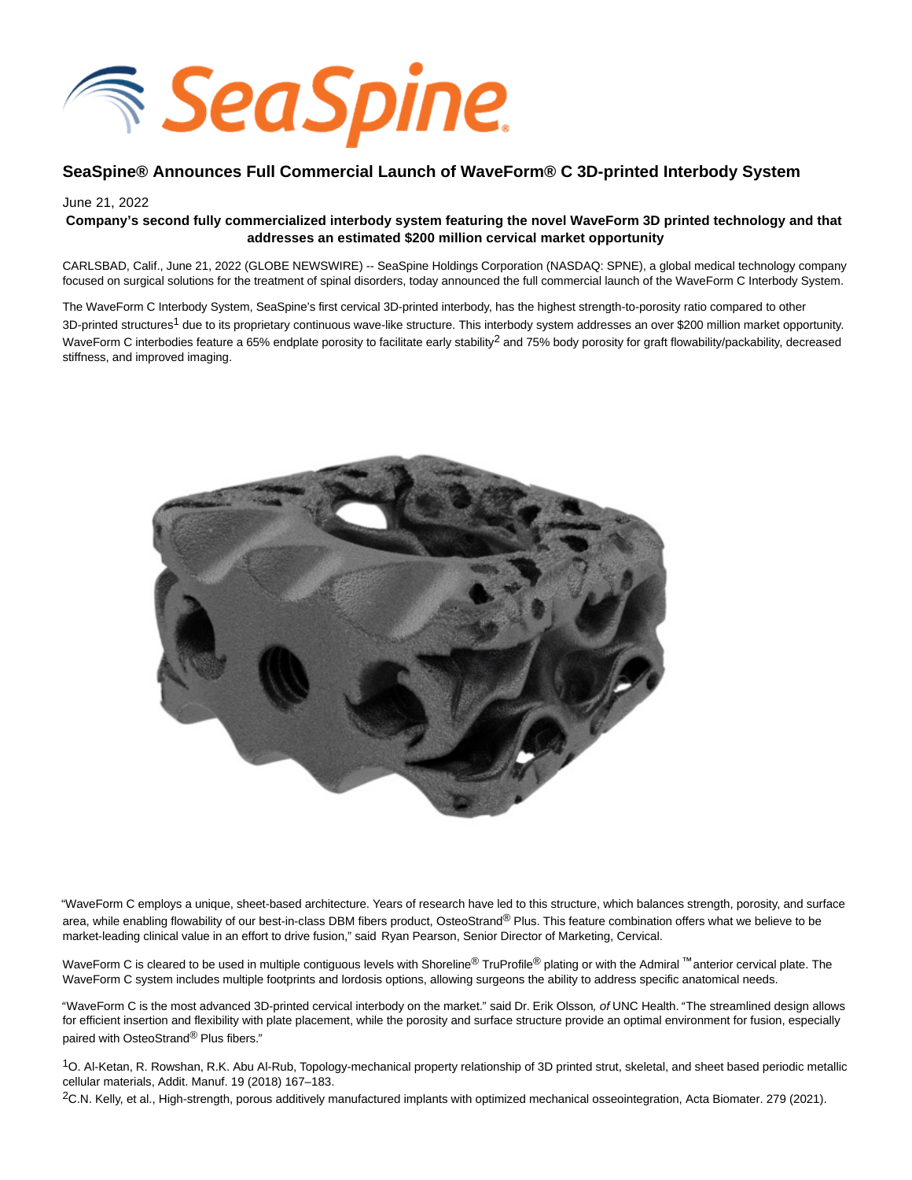# SeaSpine® Announces Full Commercial Launch of WaveForm® C 3D-printed Interbody System

June 21, 2022

**Company's second fully commercialized interbody system featuring the novel WaveForm 3D printed technology and that addresses an estimated $200 million cervical market opportunity**

CARLSBAD, Calif., June 21, 2022 (GLOBE NEWSWIRE) -- SeaSpine Holdings Corporation (NASDAQ: SPNE), a global medical technology company focused on surgical solutions for the treatment of spinal disorders, today announced the full commercial launch of the WaveForm C Interbody System.

The WaveForm C Interbody System, SeaSpine's first cervical 3D-printed interbody, has the highest strength-to-porosity ratio compared to other 3D-printed structures[1] due to its proprietary continuous wave-like structure. This interbody system addresses an over $200 million market opportunity. WaveForm C interbodies feature a 65% endplate porosity to facilitate early stability[2] and 75% body porosity for graft flowability/packability, decreased stiffness, and improved imaging.

"WaveForm C employs a unique, sheet-based architecture. Years of research have led to this structure, which balances strength, porosity, and surface area, while enabling flowability of our best-in-class DBM fibers product, OsteoStrand® Plus. This feature combination offers what we believe to be market-leading clinical value in an effort to drive fusion," said Ryan Pearson, Senior Director of Marketing, Cervical.

WaveForm C is cleared to be used in multiple contiguous levels with Shoreline® TruProfile® plating or with the Admiral ™ anterior cervical plate. The WaveForm C system includes multiple footprints and lordosis options, allowing surgeons the ability to address specific anatomical needs.

"WaveForm C is the most advanced 3D-printed cervical interbody on the market." said Dr. Erik Olsson*, of* UNC Health. "The streamlined design allows for efficient insertion and flexibility with plate placement, while the porosity and surface structure provide an optimal environment for fusion, especially paired with OsteoStrand® Plus fibers."

[1]O. Al-Ketan, R. Rowshan, R.K. Abu Al-Rub, Topology-mechanical property relationship of 3D printed strut, skeletal, and sheet based periodic metallic cellular materials, Addit. Manuf. 19 (2018) 167–183.

[2]C.N. Kelly, et al., High-strength, porous additively manufactured implants with optimized mechanical osseointegration, Acta Biomater. 279 (2021).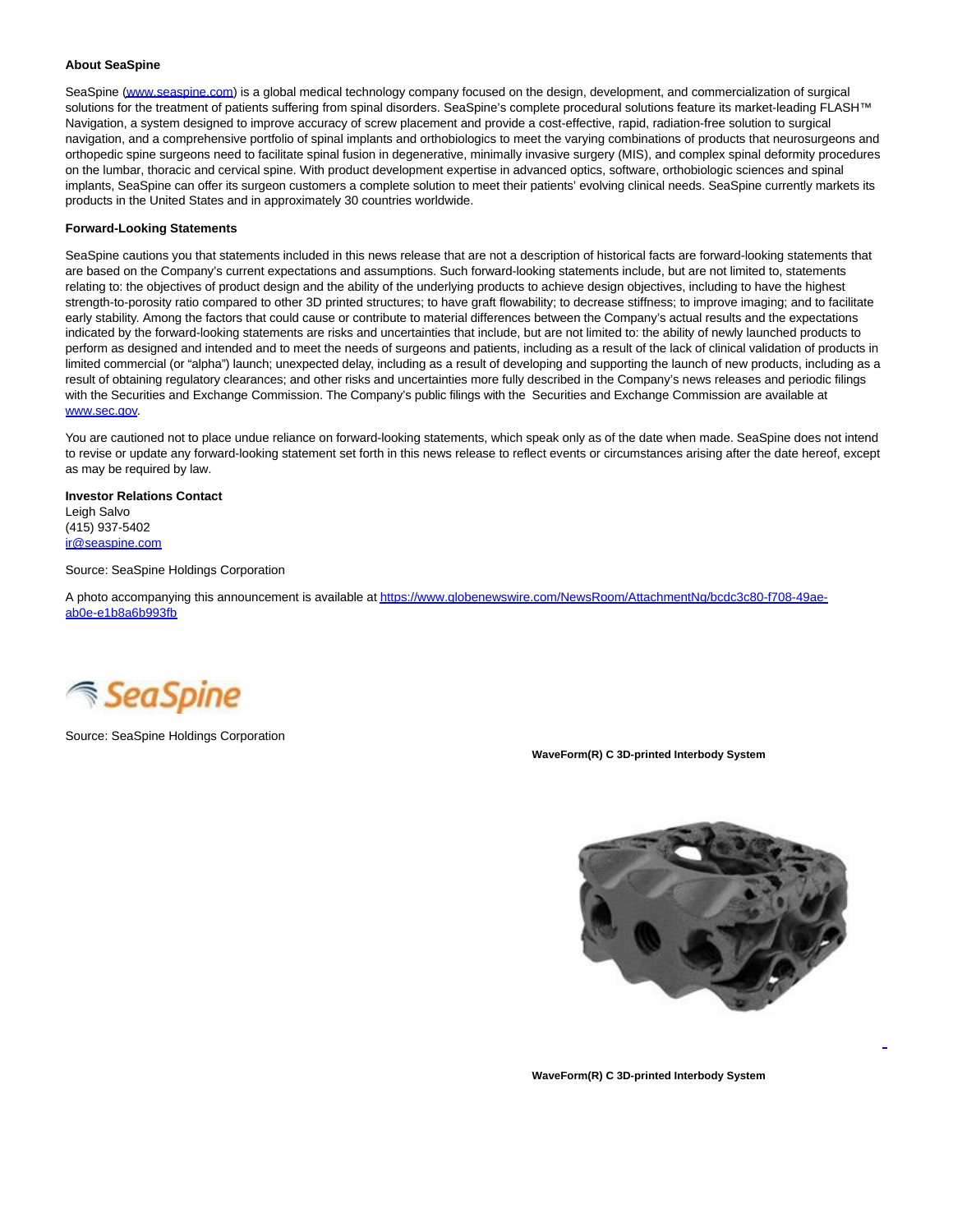**About SeaSpine**

SeaSpine (www.seaspine.com) is a global medical technology company focused on the design, development, and commercialization of surgical solutions for the treatment of patients suffering from spinal disorders. SeaSpine's complete procedural solutions feature its market-leading FLASH™ Navigation, a system designed to improve accuracy of screw placement and provide a cost-effective, rapid, radiation-free solution to surgical navigation, and a comprehensive portfolio of spinal implants and orthobiologics to meet the varying combinations of products that neurosurgeons and orthopedic spine surgeons need to facilitate spinal fusion in degenerative, minimally invasive surgery (MIS), and complex spinal deformity procedures on the lumbar, thoracic and cervical spine. With product development expertise in advanced optics, software, orthobiologic sciences and spinal implants, SeaSpine can offer its surgeon customers a complete solution to meet their patients' evolving clinical needs. SeaSpine currently markets its products in the United States and in approximately 30 countries worldwide.

**Forward-Looking Statements**

SeaSpine cautions you that statements included in this news release that are not a description of historical facts are forward-looking statements that are based on the Company's current expectations and assumptions. Such forward-looking statements include, but are not limited to, statements relating to: the objectives of product design and the ability of the underlying products to achieve design objectives, including to have the highest strength-to-porosity ratio compared to other 3D printed structures; to have graft flowability; to decrease stiffness; to improve imaging; and to facilitate early stability. Among the factors that could cause or contribute to material differences between the Company's actual results and the expectations indicated by the forward-looking statements are risks and uncertainties that include, but are not limited to: the ability of newly launched products to perform as designed and intended and to meet the needs of surgeons and patients, including as a result of the lack of clinical validation of products in limited commercial (or "alpha") launch; unexpected delay, including as a result of developing and supporting the launch of new products, including as a result of obtaining regulatory clearances; and other risks and uncertainties more fully described in the Company's news releases and periodic filings with the Securities and Exchange Commission. The Company's public filings with the Securities and Exchange Commission are available at www.sec.gov.

You are cautioned not to place undue reliance on forward-looking statements, which speak only as of the date when made. SeaSpine does not intend to revise or update any forward-looking statement set forth in this news release to reflect events or circumstances arising after the date hereof, except as may be required by law.

**Investor Relations Contact**
Leigh Salvo
(415) 937-5402
ir@seaspine.com

Source: SeaSpine Holdings Corporation

A photo accompanying this announcement is available at https://www.globenewswire.com/NewsRoom/AttachmentNg/bcdc3c80-f708-49ae-ab0e-e1b8a6b993fb

Source: SeaSpine Holdings Corporation

**WaveForm(R) C 3D-printed Interbody System**

**WaveForm(R) C 3D-printed Interbody System**